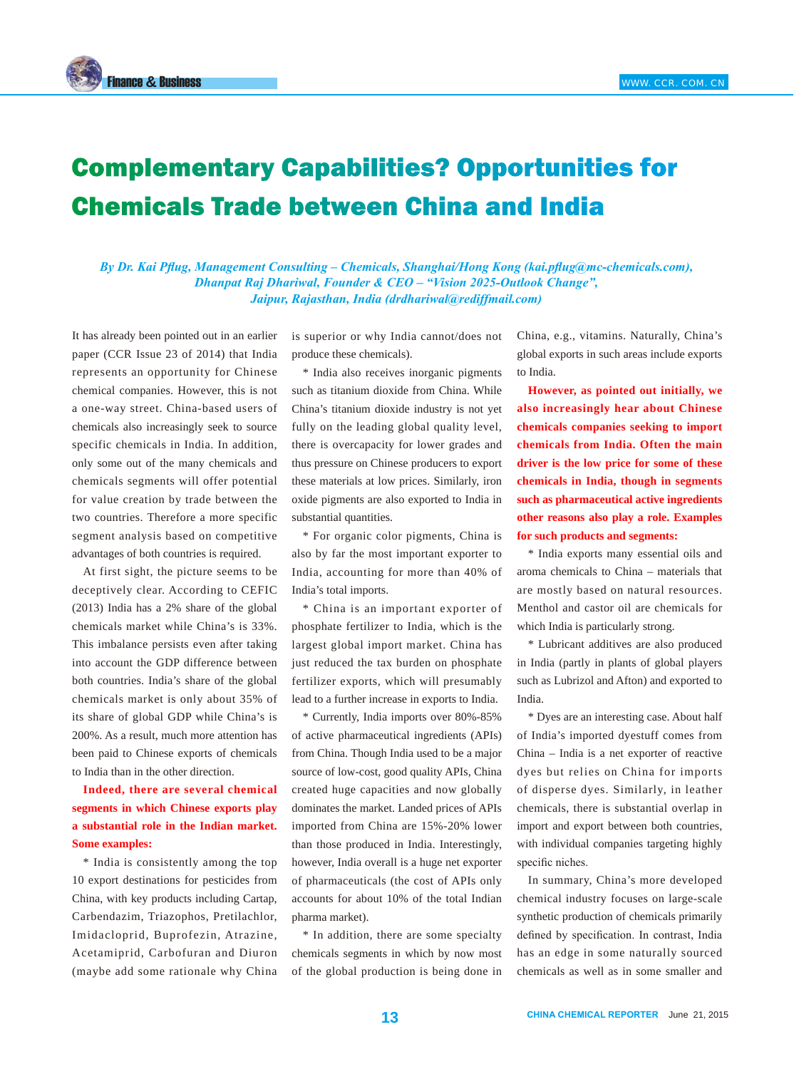# Complementary Capabilities? Opportunities for Chemicals Trade between China and India

*By Dr. Kai Pflug, Management Consulting – Chemicals, Shanghai/Hong Kong (kai.pflug@mc-chemicals.com), Dhanpat Raj Dhariwal, Founder & CEO – "Vision 2025-Outlook Change", Jaipur, Rajasthan, India (drdhariwal@rediffmail.com)*

It has already been pointed out in an earlier paper (CCR Issue 23 of 2014) that India represents an opportunity for Chinese chemical companies. However, this is not a one-way street. China-based users of chemicals also increasingly seek to source specific chemicals in India. In addition, only some out of the many chemicals and chemicals segments will offer potential for value creation by trade between the two countries. Therefore a more specific segment analysis based on competitive advantages of both countries is required.

At first sight, the picture seems to be deceptively clear. According to CEFIC (2013) India has a 2% share of the global chemicals market while China's is 33%. This imbalance persists even after taking into account the GDP difference between both countries. India's share of the global chemicals market is only about 35% of its share of global GDP while China's is 200%. As a result, much more attention has been paid to Chinese exports of chemicals to India than in the other direction.

**Indeed, there are several chemical segments in which Chinese exports play a substantial role in the Indian market. Some examples:**

* India is consistently among the top 10 export destinations for pesticides from China, with key products including Cartap, Carbendazim, Triazophos, Pretilachlor, Imidacloprid, Buprofezin, Atrazine, Acetamiprid, Carbofuran and Diuron (maybe add some rationale why China is superior or why India cannot/does not produce these chemicals).

* India also receives inorganic pigments such as titanium dioxide from China. While China's titanium dioxide industry is not yet fully on the leading global quality level, there is overcapacity for lower grades and thus pressure on Chinese producers to export these materials at low prices. Similarly, iron oxide pigments are also exported to India in substantial quantities.

* For organic color pigments, China is also by far the most important exporter to India, accounting for more than 40% of India's total imports.

* China is an important exporter of phosphate fertilizer to India, which is the largest global import market. China has just reduced the tax burden on phosphate fertilizer exports, which will presumably lead to a further increase in exports to India.

* Currently, India imports over 80%-85% of active pharmaceutical ingredients (APIs) from China. Though India used to be a major source of low-cost, good quality APIs, China created huge capacities and now globally dominates the market. Landed prices of APIs imported from China are 15%-20% lower than those produced in India. Interestingly, however, India overall is a huge net exporter of pharmaceuticals (the cost of APIs only accounts for about 10% of the total Indian pharma market).

* In addition, there are some specialty chemicals segments in which by now most of the global production is being done in China, e.g., vitamins. Naturally, China's global exports in such areas include exports to India.

**However, as pointed out initially, we also increasingly hear about Chinese chemicals companies seeking to import chemicals from India. Often the main driver is the low price for some of these chemicals in India, though in segments such as pharmaceutical active ingredients other reasons also play a role. Examples for such products and segments:**

* India exports many essential oils and aroma chemicals to China – materials that are mostly based on natural resources. Menthol and castor oil are chemicals for which India is particularly strong.

* Lubricant additives are also produced in India (partly in plants of global players such as Lubrizol and Afton) and exported to India.

* Dyes are an interesting case. About half of India's imported dyestuff comes from China – India is a net exporter of reactive dyes but relies on China for imports of disperse dyes. Similarly, in leather chemicals, there is substantial overlap in import and export between both countries, with individual companies targeting highly specific niches.

In summary, China's more developed chemical industry focuses on large-scale synthetic production of chemicals primarily defined by specification. In contrast, India has an edge in some naturally sourced chemicals as well as in some smaller and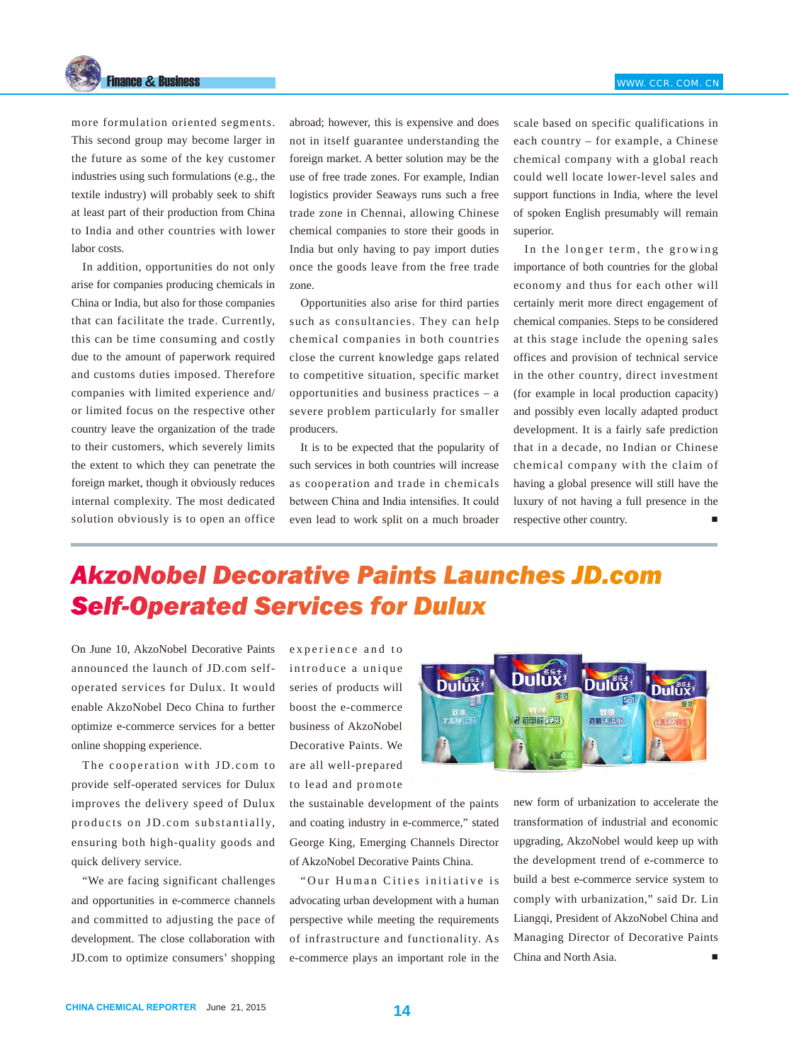more formulation oriented segments. This second group may become larger in the future as some of the key customer industries using such formulations (e.g., the textile industry) will probably seek to shift at least part of their production from China to India and other countries with lower labor costs.

In addition, opportunities do not only arise for companies producing chemicals in China or India, but also for those companies that can facilitate the trade. Currently, this can be time consuming and costly due to the amount of paperwork required and customs duties imposed. Therefore companies with limited experience and/or limited focus on the respective other country leave the organization of the trade to their customers, which severely limits the extent to which they can penetrate the foreign market, though it obviously reduces internal complexity. The most dedicated solution obviously is to open an office abroad; however, this is expensive and does not in itself guarantee understanding the foreign market. A better solution may be the use of free trade zones. For example, Indian logistics provider Seaways runs such a free trade zone in Chennai, allowing Chinese chemical companies to store their goods in India but only having to pay import duties once the goods leave from the free trade zone.

Opportunities also arise for third parties such as consultancies. They can help chemical companies in both countries close the current knowledge gaps related to competitive situation, specific market opportunities and business practices – a severe problem particularly for smaller producers.

It is to be expected that the popularity of such services in both countries will increase as cooperation and trade in chemicals between China and India intensifies. It could even lead to work split on a much broader scale based on specific qualifications in each country – for example, a Chinese chemical company with a global reach could well locate lower-level sales and support functions in India, where the level of spoken English presumably will remain superior.

In the longer term, the growing importance of both countries for the global economy and thus for each other will certainly merit more direct engagement of chemical companies. Steps to be considered at this stage include the opening sales offices and provision of technical service in the other country, direct investment (for example in local production capacity) and possibly even locally adapted product development. It is a fairly safe prediction that in a decade, no Indian or Chinese chemical company with the claim of having a global presence will still have the luxury of not having a full presence in the respective other country. ■

# AkzoNobel Decorative Paints Launches JD.com Self-Operated Services for Dulux

On June 10, AkzoNobel Decorative Paints announced the launch of JD.com self-operated services for Dulux. It would enable AkzoNobel Deco China to further optimize e-commerce services for a better online shopping experience.

The cooperation with JD.com to provide self-operated services for Dulux improves the delivery speed of Dulux products on JD.com substantially, ensuring both high-quality goods and quick delivery service.

"We are facing significant challenges and opportunities in e-commerce channels and committed to adjusting the pace of development. The close collaboration with JD.com to optimize consumers' shopping experience and to introduce a unique series of products will boost the e-commerce business of AkzoNobel Decorative Paints. We are all well-prepared to lead and promote the sustainable development of the paints and coating industry in e-commerce," stated George King, Emerging Channels Director of AkzoNobel Decorative Paints China.

"Our Human Cities initiative is advocating urban development with a human perspective while meeting the requirements of infrastructure and functionality. As e-commerce plays an important role in the new form of urbanization to accelerate the transformation of industrial and economic upgrading, AkzoNobel would keep up with the development trend of e-commerce to build a best e-commerce service system to comply with urbanization," said Dr. Lin Liangqi, President of AkzoNobel China and Managing Director of Decorative Paints China and North Asia. ■